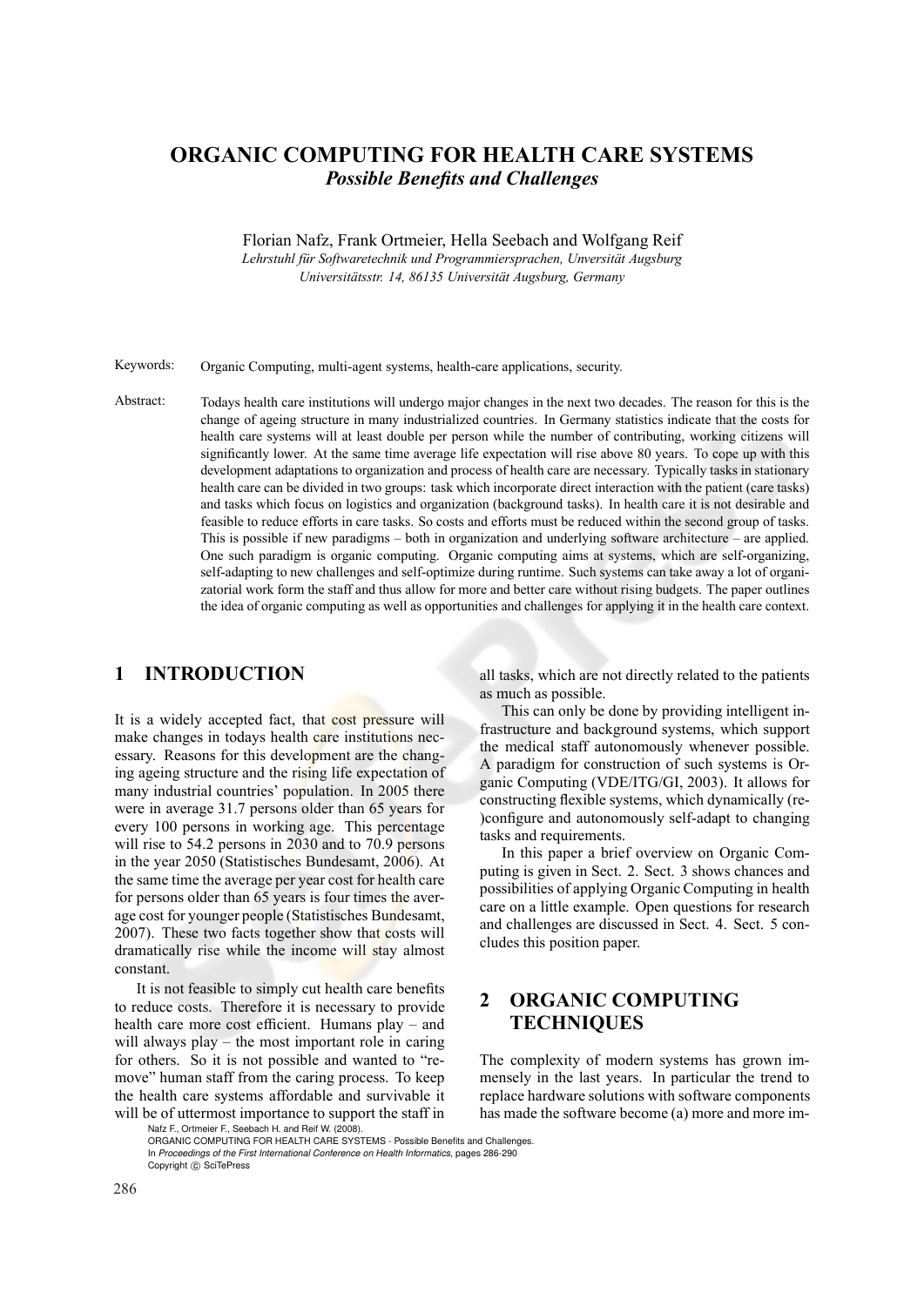# ORGANIC COMPUTING FOR HEALTH CARE SYSTEMS
## *Possible Benefits and Challenges*

Florian Nafz, Frank Ortmeier, Hella Seebach and Wolfgang Reif
*Lehrstuhl für Softwaretechnik und Programmiersprachen, Universität Augsburg*
*Universitätsstr. 14, 86135 Universität Augsburg, Germany*

Keywords: Organic Computing, multi-agent systems, health-care applications, security.

Abstract: Todays health care institutions will undergo major changes in the next two decades. The reason for this is the change of ageing structure in many industrialized countries. In Germany statistics indicate that the costs for health care systems will at least double per person while the number of contributing, working citizens will significantly lower. At the same time average life expectation will rise above 80 years. To cope up with this development adaptations to organization and process of health care are necessary. Typically tasks in stationary health care can be divided in two groups: task which incorporate direct interaction with the patient (care tasks) and tasks which focus on logistics and organization (background tasks). In health care it is not desirable and feasible to reduce efforts in care tasks. So costs and efforts must be reduced within the second group of tasks. This is possible if new paradigms – both in organization and underlying software architecture – are applied. One such paradigm is organic computing. Organic computing aims at systems, which are self-organizing, self-adapting to new challenges and self-optimize during runtime. Such systems can take away a lot of organizatorial work form the staff and thus allow for more and better care without rising budgets. The paper outlines the idea of organic computing as well as opportunities and challenges for applying it in the health care context.

## 1 INTRODUCTION

It is a widely accepted fact, that cost pressure will make changes in todays health care institutions necessary. Reasons for this development are the changing ageing structure and the rising life expectation of many industrial countries' population. In 2005 there were in average 31.7 persons older than 65 years for every 100 persons in working age. This percentage will rise to 54.2 persons in 2030 and to 70.9 persons in the year 2050 (Statistisches Bundesamt, 2006). At the same time the average per year cost for health care for persons older than 65 years is four times the average cost for younger people (Statistisches Bundesamt, 2007). These two facts together show that costs will dramatically rise while the income will stay almost constant.

It is not feasible to simply cut health care benefits to reduce costs. Therefore it is necessary to provide health care more cost efficient. Humans play – and will always play – the most important role in caring for others. So it is not possible and wanted to "remove" human staff from the caring process. To keep the health care systems affordable and survivable it will be of uttermost importance to support the staff in all tasks, which are not directly related to the patients as much as possible.

This can only be done by providing intelligent infrastructure and background systems, which support the medical staff autonomously whenever possible. A paradigm for construction of such systems is Organic Computing (VDE/ITG/GI, 2003). It allows for constructing flexible systems, which dynamically (re-)configure and autonomously self-adapt to changing tasks and requirements.

In this paper a brief overview on Organic Computing is given in Sect. 2. Sect. 3 shows chances and possibilities of applying Organic Computing in health care on a little example. Open questions for research and challenges are discussed in Sect. 4. Sect. 5 concludes this position paper.

## 2 ORGANIC COMPUTING TECHNIQUES

The complexity of modern systems has grown immensely in the last years. In particular the trend to replace hardware solutions with software components has made the software become (a) more and more im-

Nafz F., Ortmeier F., Seebach H. and Reif W. (2008).
ORGANIC COMPUTING FOR HEALTH CARE SYSTEMS - Possible Benefits and Challenges.
In *Proceedings of the First International Conference on Health Informatics*, pages 286-290
Copyright © SciTePress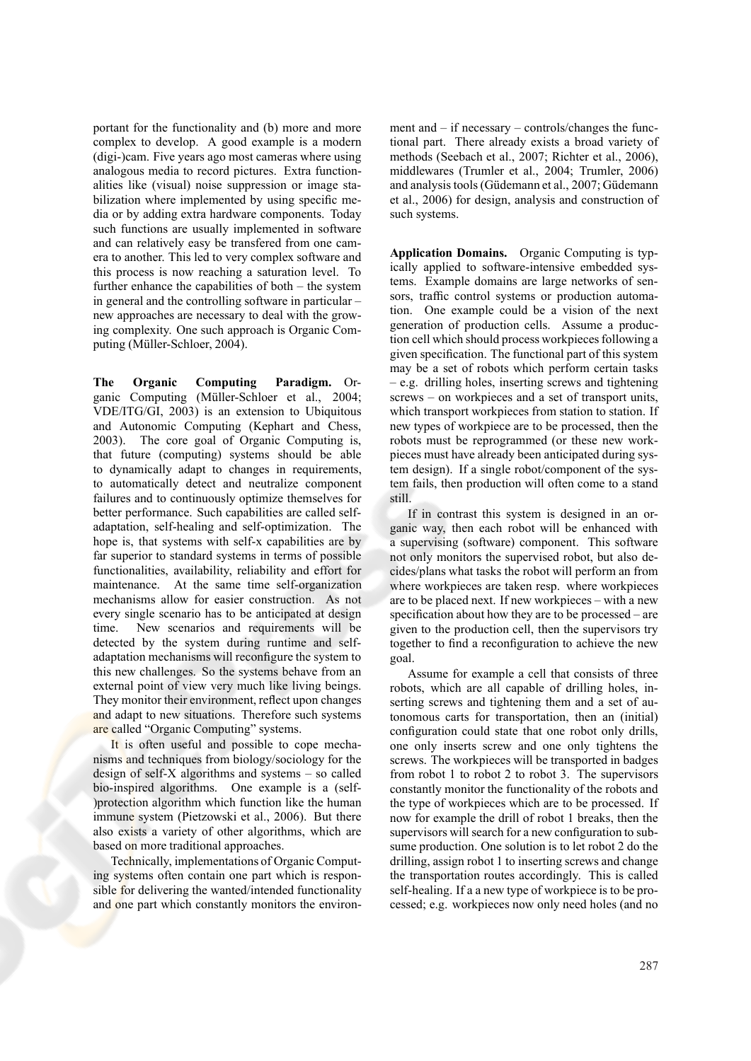portant for the functionality and (b) more and more complex to develop. A good example is a modern (digi-)cam. Five years ago most cameras where using analogous media to record pictures. Extra functionalities like (visual) noise suppression or image stabilization where implemented by using specific media or by adding extra hardware components. Today such functions are usually implemented in software and can relatively easy be transfered from one camera to another. This led to very complex software and this process is now reaching a saturation level. To further enhance the capabilities of both – the system in general and the controlling software in particular – new approaches are necessary to deal with the growing complexity. One such approach is Organic Computing (Müller-Schloer, 2004).

**The Organic Computing Paradigm.** Organic Computing (Müller-Schloer et al., 2004; VDE/ITG/GI, 2003) is an extension to Ubiquitous and Autonomic Computing (Kephart and Chess, 2003). The core goal of Organic Computing is, that future (computing) systems should be able to dynamically adapt to changes in requirements, to automatically detect and neutralize component failures and to continuously optimize themselves for better performance. Such capabilities are called self-adaptation, self-healing and self-optimization. The hope is, that systems with self-x capabilities are by far superior to standard systems in terms of possible functionalities, availability, reliability and effort for maintenance. At the same time self-organization mechanisms allow for easier construction. As not every single scenario has to be anticipated at design time. New scenarios and requirements will be detected by the system during runtime and self-adaptation mechanisms will reconfigure the system to this new challenges. So the systems behave from an external point of view very much like living beings. They monitor their environment, reflect upon changes and adapt to new situations. Therefore such systems are called "Organic Computing" systems.

It is often useful and possible to cope mechanisms and techniques from biology/sociology for the design of self-X algorithms and systems – so called bio-inspired algorithms. One example is a (self-)protection algorithm which function like the human immune system (Pietzowski et al., 2006). But there also exists a variety of other algorithms, which are based on more traditional approaches.

Technically, implementations of Organic Computing systems often contain one part which is responsible for delivering the wanted/intended functionality and one part which constantly monitors the environment and – if necessary – controls/changes the functional part. There already exists a broad variety of methods (Seebach et al., 2007; Richter et al., 2006), middlewares (Trumler et al., 2004; Trumler, 2006) and analysis tools (Güdemann et al., 2007; Güdemann et al., 2006) for design, analysis and construction of such systems.

**Application Domains.** Organic Computing is typically applied to software-intensive embedded systems. Example domains are large networks of sensors, traffic control systems or production automation. One example could be a vision of the next generation of production cells. Assume a production cell which should process workpieces following a given specification. The functional part of this system may be a set of robots which perform certain tasks – e.g. drilling holes, inserting screws and tightening screws – on workpieces and a set of transport units, which transport workpieces from station to station. If new types of workpiece are to be processed, then the robots must be reprogrammed (or these new workpieces must have already been anticipated during system design). If a single robot/component of the system fails, then production will often come to a stand still.

If in contrast this system is designed in an organic way, then each robot will be enhanced with a supervising (software) component. This software not only monitors the supervised robot, but also decides/plans what tasks the robot will perform an from where workpieces are taken resp. where workpieces are to be placed next. If new workpieces – with a new specification about how they are to be processed – are given to the production cell, then the supervisors try together to find a reconfiguration to achieve the new goal.

Assume for example a cell that consists of three robots, which are all capable of drilling holes, inserting screws and tightening them and a set of autonomous carts for transportation, then an (initial) configuration could state that one robot only drills, one only inserts screw and one only tightens the screws. The workpieces will be transported in badges from robot 1 to robot 2 to robot 3. The supervisors constantly monitor the functionality of the robots and the type of workpieces which are to be processed. If now for example the drill of robot 1 breaks, then the supervisors will search for a new configuration to subsume production. One solution is to let robot 2 do the drilling, assign robot 1 to inserting screws and change the transportation routes accordingly. This is called self-healing. If a a new type of workpiece is to be processed; e.g. workpieces now only need holes (and no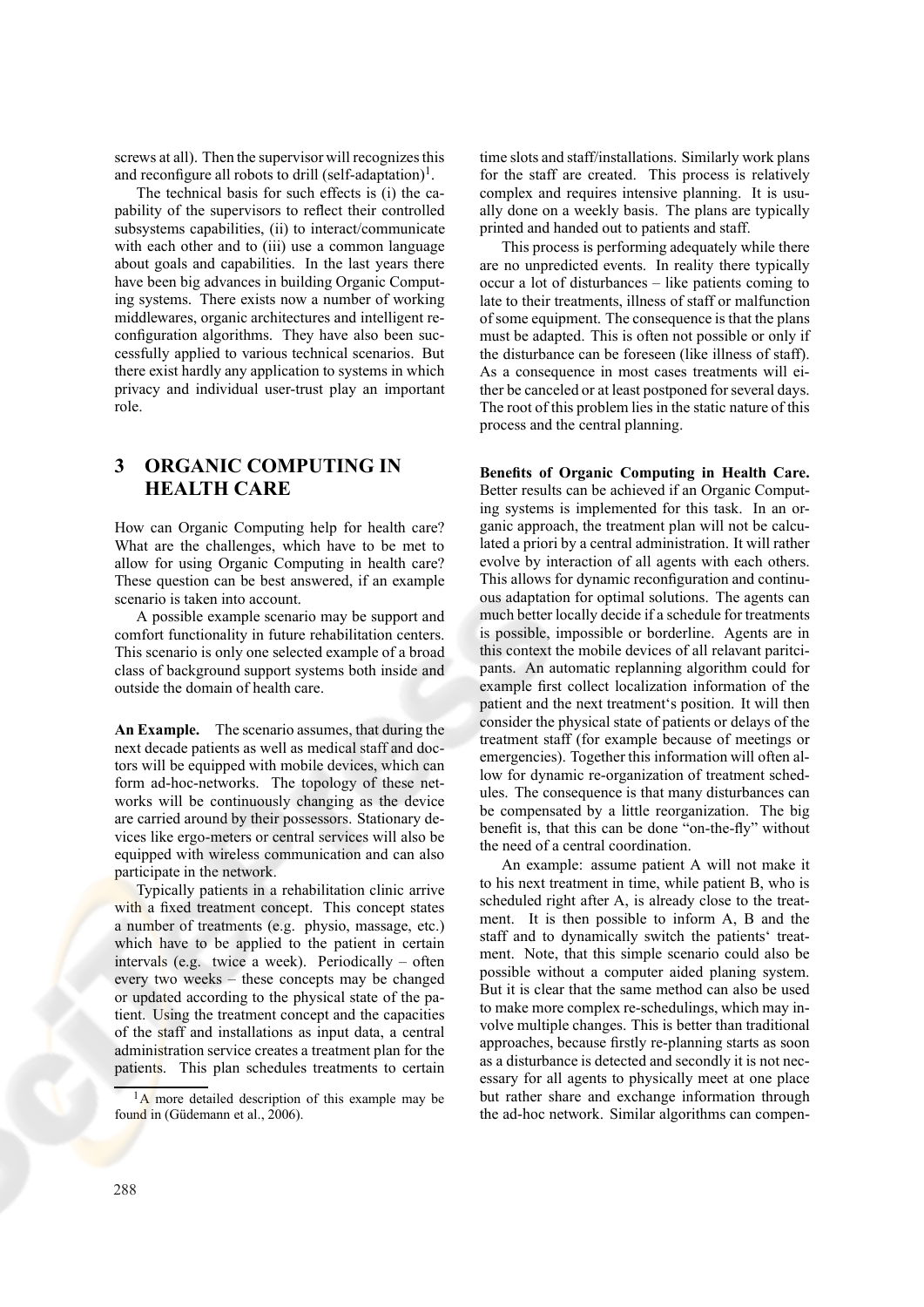screws at all). Then the supervisor will recognizes this and reconfigure all robots to drill (self-adaptation)[1].

The technical basis for such effects is (i) the capability of the supervisors to reflect their controlled subsystems capabilities, (ii) to interact/communicate with each other and to (iii) use a common language about goals and capabilities. In the last years there have been big advances in building Organic Computing systems. There exists now a number of working middlewares, organic architectures and intelligent reconfiguration algorithms. They have also been successfully applied to various technical scenarios. But there exist hardly any application to systems in which privacy and individual user-trust play an important role.

## 3 ORGANIC COMPUTING IN HEALTH CARE

How can Organic Computing help for health care? What are the challenges, which have to be met to allow for using Organic Computing in health care? These question can be best answered, if an example scenario is taken into account.

A possible example scenario may be support and comfort functionality in future rehabilitation centers. This scenario is only one selected example of a broad class of background support systems both inside and outside the domain of health care.

**An Example.** The scenario assumes, that during the next decade patients as well as medical staff and doctors will be equipped with mobile devices, which can form ad-hoc-networks. The topology of these networks will be continuously changing as the device are carried around by their possessors. Stationary devices like ergo-meters or central services will also be equipped with wireless communication and can also participate in the network.

Typically patients in a rehabilitation clinic arrive with a fixed treatment concept. This concept states a number of treatments (e.g. physio, massage, etc.) which have to be applied to the patient in certain intervals (e.g. twice a week). Periodically – often every two weeks – these concepts may be changed or updated according to the physical state of the patient. Using the treatment concept and the capacities of the staff and installations as input data, a central administration service creates a treatment plan for the patients. This plan schedules treatments to certain time slots and staff/installations. Similarly work plans for the staff are created. This process is relatively complex and requires intensive planning. It is usually done on a weekly basis. The plans are typically printed and handed out to patients and staff.

This process is performing adequately while there are no unpredicted events. In reality there typically occur a lot of disturbances – like patients coming to late to their treatments, illness of staff or malfunction of some equipment. The consequence is that the plans must be adapted. This is often not possible or only if the disturbance can be foreseen (like illness of staff). As a consequence in most cases treatments will either be canceled or at least postponed for several days. The root of this problem lies in the static nature of this process and the central planning.

**Benefits of Organic Computing in Health Care.** Better results can be achieved if an Organic Computing systems is implemented for this task. In an organic approach, the treatment plan will not be calculated a priori by a central administration. It will rather evolve by interaction of all agents with each others. This allows for dynamic reconfiguration and continuous adaptation for optimal solutions. The agents can much better locally decide if a schedule for treatments is possible, impossible or borderline. Agents are in this context the mobile devices of all relavant paritcipants. An automatic replanning algorithm could for example first collect localization information of the patient and the next treatment‘s position. It will then consider the physical state of patients or delays of the treatment staff (for example because of meetings or emergencies). Together this information will often allow for dynamic re-organization of treatment schedules. The consequence is that many disturbances can be compensated by a little reorganization. The big benefit is, that this can be done "on-the-fly" without the need of a central coordination.

An example: assume patient A will not make it to his next treatment in time, while patient B, who is scheduled right after A, is already close to the treatment. It is then possible to inform A, B and the staff and to dynamically switch the patients‘ treatment. Note, that this simple scenario could also be possible without a computer aided planing system. But it is clear that the same method can also be used to make more complex re-schedulings, which may involve multiple changes. This is better than traditional approaches, because firstly re-planning starts as soon as a disturbance is detected and secondly it is not necessary for all agents to physically meet at one place but rather share and exchange information through the ad-hoc network. Similar algorithms can compen-

[1] A more detailed description of this example may be found in (Güdemann et al., 2006).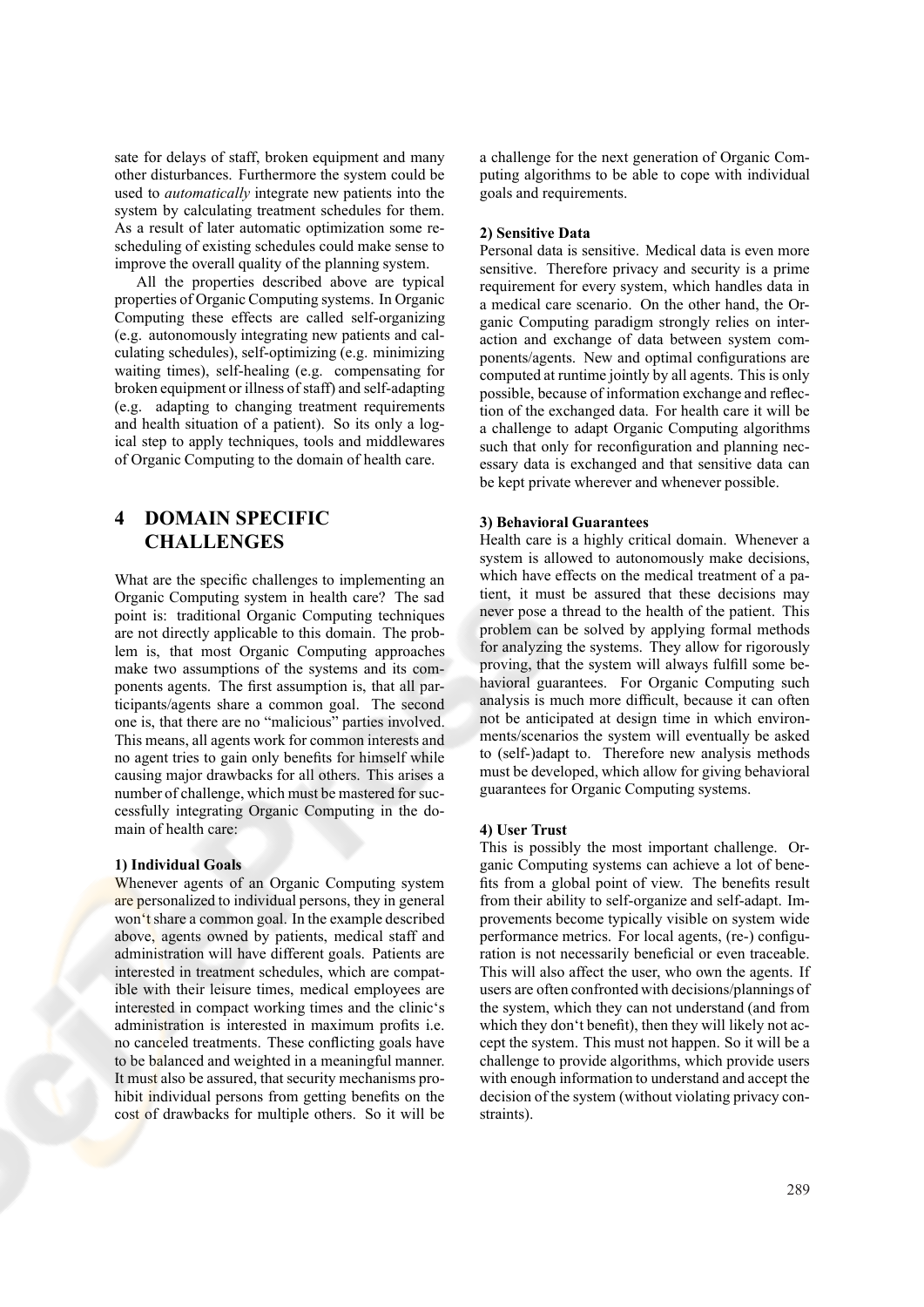sate for delays of staff, broken equipment and many other disturbances. Furthermore the system could be used to *automatically* integrate new patients into the system by calculating treatment schedules for them. As a result of later automatic optimization some rescheduling of existing schedules could make sense to improve the overall quality of the planning system.

All the properties described above are typical properties of Organic Computing systems. In Organic Computing these effects are called self-organizing (e.g. autonomously integrating new patients and calculating schedules), self-optimizing (e.g. minimizing waiting times), self-healing (e.g. compensating for broken equipment or illness of staff) and self-adapting (e.g. adapting to changing treatment requirements and health situation of a patient). So its only a logical step to apply techniques, tools and middlewares of Organic Computing to the domain of health care.

# 4 DOMAIN SPECIFIC CHALLENGES

What are the specific challenges to implementing an Organic Computing system in health care? The sad point is: traditional Organic Computing techniques are not directly applicable to this domain. The problem is, that most Organic Computing approaches make two assumptions of the systems and its components agents. The first assumption is, that all participants/agents share a common goal. The second one is, that there are no "malicious" parties involved. This means, all agents work for common interests and no agent tries to gain only benefits for himself while causing major drawbacks for all others. This arises a number of challenge, which must be mastered for successfully integrating Organic Computing in the domain of health care:

**1) Individual Goals**

Whenever agents of an Organic Computing system are personalized to individual persons, they in general won't share a common goal. In the example described above, agents owned by patients, medical staff and administration will have different goals. Patients are interested in treatment schedules, which are compatible with their leisure times, medical employees are interested in compact working times and the clinic's administration is interested in maximum profits i.e. no canceled treatments. These conflicting goals have to be balanced and weighted in a meaningful manner. It must also be assured, that security mechanisms prohibit individual persons from getting benefits on the cost of drawbacks for multiple others. So it will be a challenge for the next generation of Organic Computing algorithms to be able to cope with individual goals and requirements.

**2) Sensitive Data**

Personal data is sensitive. Medical data is even more sensitive. Therefore privacy and security is a prime requirement for every system, which handles data in a medical care scenario. On the other hand, the Organic Computing paradigm strongly relies on interaction and exchange of data between system components/agents. New and optimal configurations are computed at runtime jointly by all agents. This is only possible, because of information exchange and reflection of the exchanged data. For health care it will be a challenge to adapt Organic Computing algorithms such that only for reconfiguration and planning necessary data is exchanged and that sensitive data can be kept private wherever and whenever possible.

**3) Behavioral Guarantees**

Health care is a highly critical domain. Whenever a system is allowed to autonomously make decisions, which have effects on the medical treatment of a patient, it must be assured that these decisions may never pose a thread to the health of the patient. This problem can be solved by applying formal methods for analyzing the systems. They allow for rigorously proving, that the system will always fulfill some behavioral guarantees. For Organic Computing such analysis is much more difficult, because it can often not be anticipated at design time in which environments/scenarios the system will eventually be asked to (self-)adapt to. Therefore new analysis methods must be developed, which allow for giving behavioral guarantees for Organic Computing systems.

**4) User Trust**

This is possibly the most important challenge. Organic Computing systems can achieve a lot of benefits from a global point of view. The benefits result from their ability to self-organize and self-adapt. Improvements become typically visible on system wide performance metrics. For local agents, (re-) configuration is not necessarily beneficial or even traceable. This will also affect the user, who own the agents. If users are often confronted with decisions/plannings of the system, which they can not understand (and from which they don't benefit), then they will likely not accept the system. This must not happen. So it will be a challenge to provide algorithms, which provide users with enough information to understand and accept the decision of the system (without violating privacy constraints).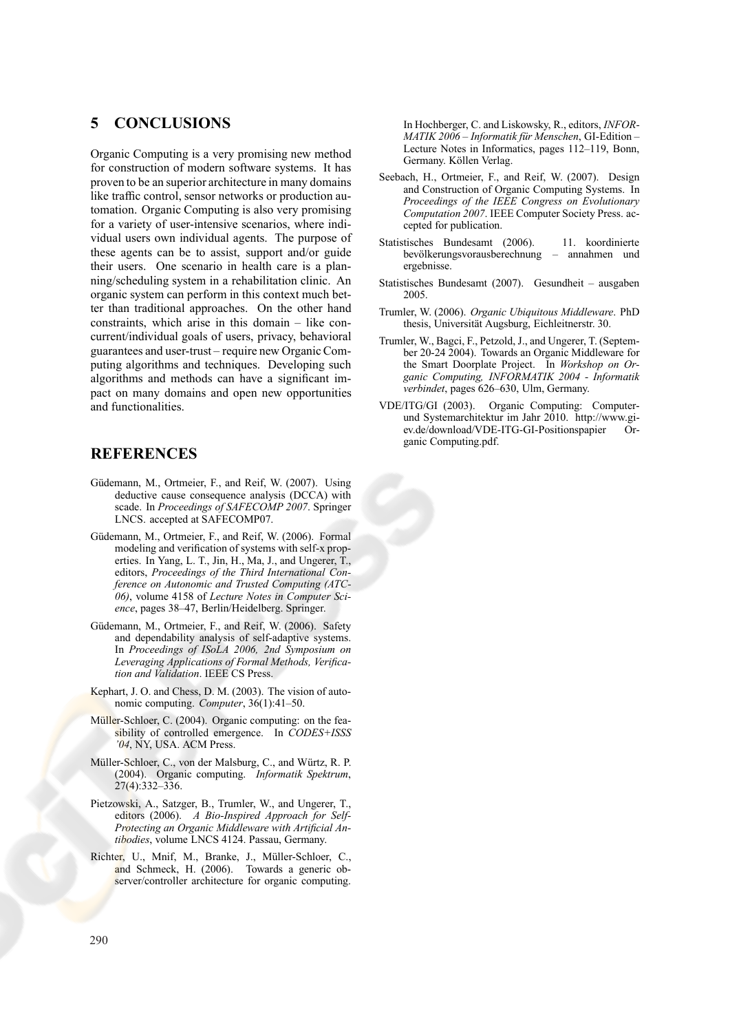## 5 CONCLUSIONS

Organic Computing is a very promising new method for construction of modern software systems. It has proven to be an superior architecture in many domains like traffic control, sensor networks or production automation. Organic Computing is also very promising for a variety of user-intensive scenarios, where individual users own individual agents. The purpose of these agents can be to assist, support and/or guide their users. One scenario in health care is a planning/scheduling system in a rehabilitation clinic. An organic system can perform in this context much better than traditional approaches. On the other hand constraints, which arise in this domain – like concurrent/individual goals of users, privacy, behavioral guarantees and user-trust – require new Organic Computing algorithms and techniques. Developing such algorithms and methods can have a significant impact on many domains and open new opportunities and functionalities.

## REFERENCES

Güdemann, M., Ortmeier, F., and Reif, W. (2007). Using deductive cause consequence analysis (DCCA) with scade. In *Proceedings of SAFECOMP 2007*. Springer LNCS. accepted at SAFECOMP07.

Güdemann, M., Ortmeier, F., and Reif, W. (2006). Formal modeling and verification of systems with self-x properties. In Yang, L. T., Jin, H., Ma, J., and Ungerer, T., editors, *Proceedings of the Third International Conference on Autonomic and Trusted Computing (ATC-06)*, volume 4158 of *Lecture Notes in Computer Science*, pages 38–47, Berlin/Heidelberg. Springer.

Güdemann, M., Ortmeier, F., and Reif, W. (2006). Safety and dependability analysis of self-adaptive systems. In *Proceedings of ISoLA 2006, 2nd Symposium on Leveraging Applications of Formal Methods, Verification and Validation*. IEEE CS Press.

Kephart, J. O. and Chess, D. M. (2003). The vision of autonomic computing. *Computer*, 36(1):41–50.

Müller-Schloer, C. (2004). Organic computing: on the feasibility of controlled emergence. In *CODES+ISSS '04*, NY, USA. ACM Press.

Müller-Schloer, C., von der Malsburg, C., and Würtz, R. P. (2004). Organic computing. *Informatik Spektrum*, 27(4):332–336.

Pietzowski, A., Satzger, B., Trumler, W., and Ungerer, T., editors (2006). *A Bio-Inspired Approach for Self-Protecting an Organic Middleware with Artificial Antibodies*, volume LNCS 4124. Passau, Germany.

Richter, U., Mnif, M., Branke, J., Müller-Schloer, C., and Schmeck, H. (2006). Towards a generic observer/controller architecture for organic computing. In Hochberger, C. and Liskowsky, R., editors, *INFORMATIK 2006 – Informatik für Menschen*, GI-Edition – Lecture Notes in Informatics, pages 112–119, Bonn, Germany. Köllen Verlag.

Seebach, H., Ortmeier, F., and Reif, W. (2007). Design and Construction of Organic Computing Systems. In *Proceedings of the IEEE Congress on Evolutionary Computation 2007*. IEEE Computer Society Press. accepted for publication.

Statistisches Bundesamt (2006). 11. koordinierte bevölkerungsvorausberechnung – annahmen und ergebnisse.

Statistisches Bundesamt (2007). Gesundheit – ausgaben 2005.

Trumler, W. (2006). *Organic Ubiquitous Middleware*. PhD thesis, Universität Augsburg, Eichleitnerstr. 30.

Trumler, W., Bagci, F., Petzold, J., and Ungerer, T. (September 20-24 2004). Towards an Organic Middleware for the Smart Doorplate Project. In *Workshop on Organic Computing, INFORMATIK 2004 - Informatik verbindet*, pages 626–630, Ulm, Germany.

VDE/ITG/GI (2003). Organic Computing: Computer- und Systemarchitektur im Jahr 2010. http://www.gi-ev.de/download/VDE-ITG-GI-Positionspapier Organic Computing.pdf.